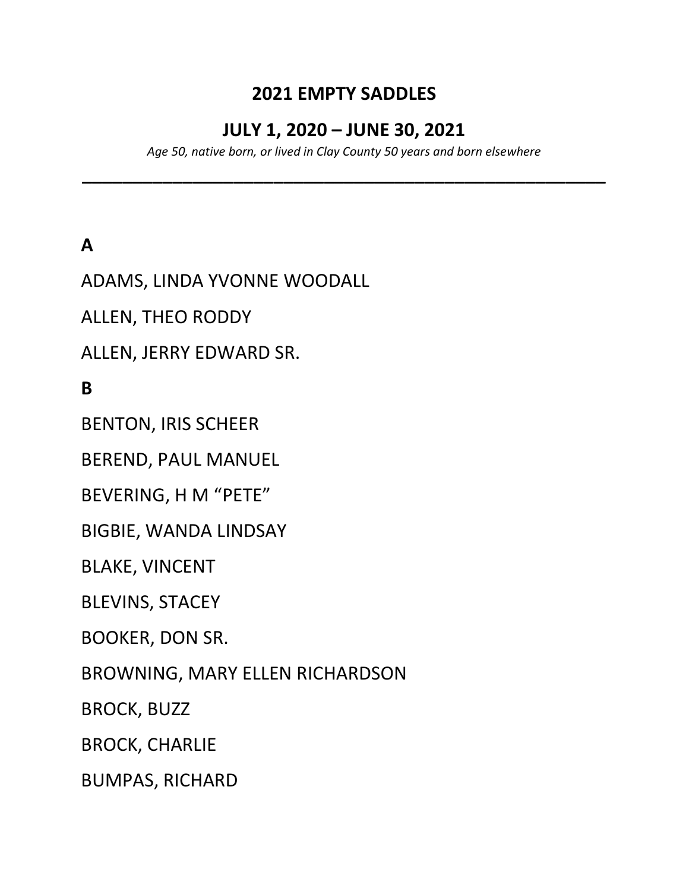# 2021 EMPTY SADDLES

## JULY 1, 2020 – JUNE 30, 2021

*Age 50, native born, or lived in Clay County 50 years and born elsewhere*

---

**A**

ADAMS, LINDA YVONNE WOODALL

ALLEN, THEO RODDY

ALLEN, JERRY EDWARD SR.

**B**

BENTON, IRIS SCHEER

BEREND, PAUL MANUEL

BEVERING, H M "PETE"

BIGBIE, WANDA LINDSAY

BLAKE, VINCENT

BLEVINS, STACEY

BOOKER, DON SR.

BROWNING, MARY ELLEN RICHARDSON

BROCK, BUZZ

BROCK, CHARLIE

BUMPAS, RICHARD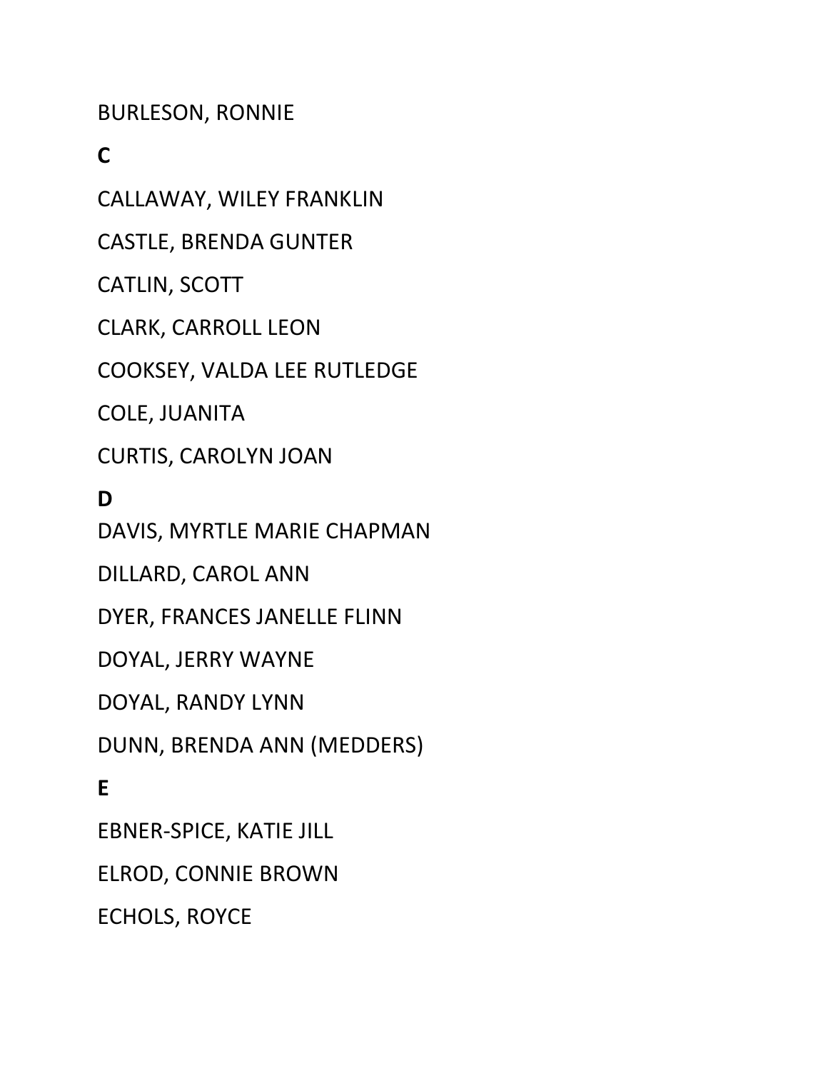BURLESON, RONNIE

**C**

CALLAWAY, WILEY FRANKLIN

CASTLE, BRENDA GUNTER

CATLIN, SCOTT

CLARK, CARROLL LEON

COOKSEY, VALDA LEE RUTLEDGE

COLE, JUANITA

CURTIS, CAROLYN JOAN

**D**

DAVIS, MYRTLE MARIE CHAPMAN

DILLARD, CAROL ANN

DYER, FRANCES JANELLE FLINN

DOYAL, JERRY WAYNE

DOYAL, RANDY LYNN

DUNN, BRENDA ANN (MEDDERS)

**E**

EBNER-SPICE, KATIE JILL

ELROD, CONNIE BROWN

ECHOLS, ROYCE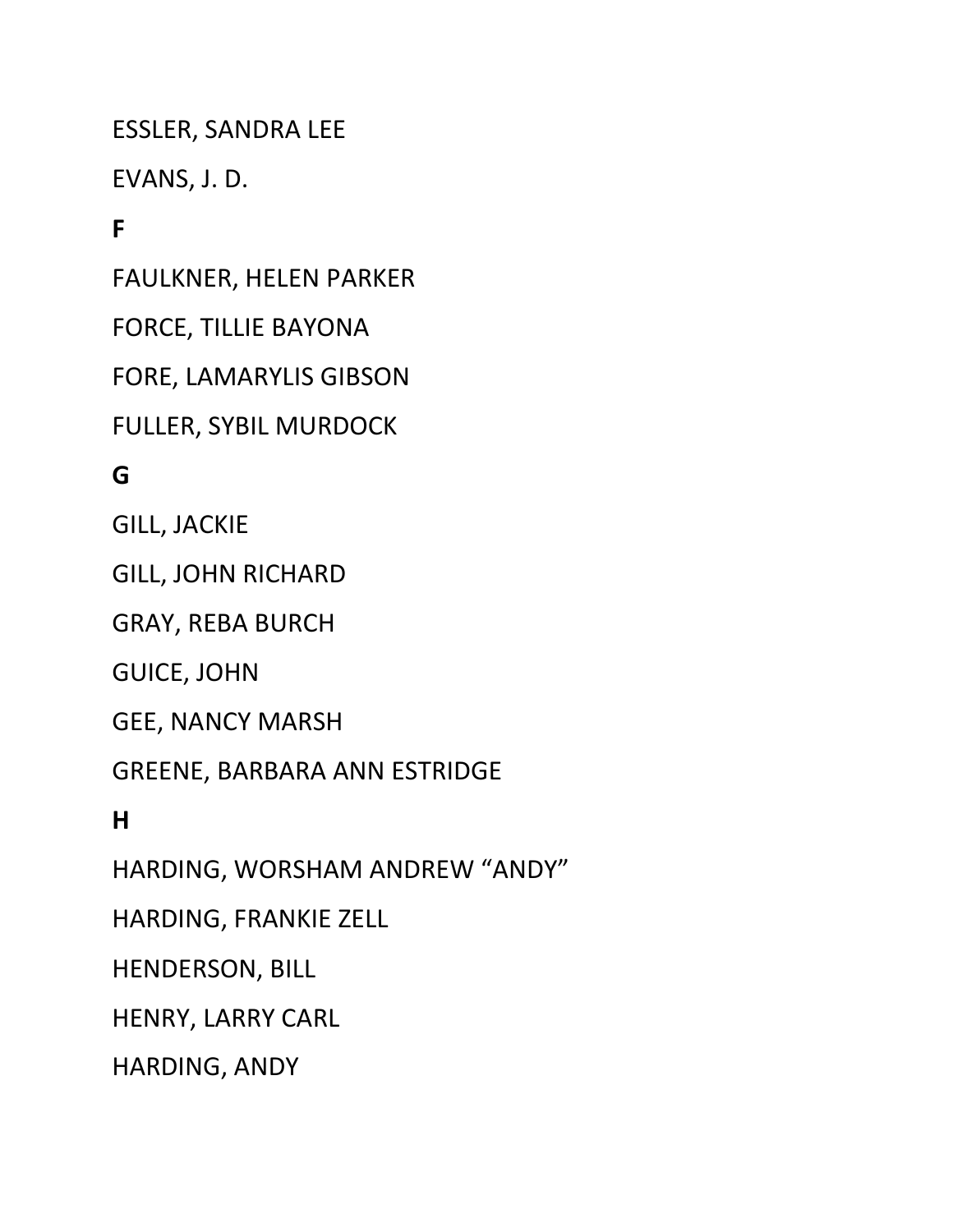ESSLER, SANDRA LEE

EVANS, J. D.

**F**

FAULKNER, HELEN PARKER

FORCE, TILLIE BAYONA

FORE, LAMARYLIS GIBSON

FULLER, SYBIL MURDOCK

**G**

GILL, JACKIE

GILL, JOHN RICHARD

GRAY, REBA BURCH

GUICE, JOHN

GEE, NANCY MARSH

GREENE, BARBARA ANN ESTRIDGE

**H**

HARDING, WORSHAM ANDREW “ANDY”

HARDING, FRANKIE ZELL

HENDERSON, BILL

HENRY, LARRY CARL

HARDING, ANDY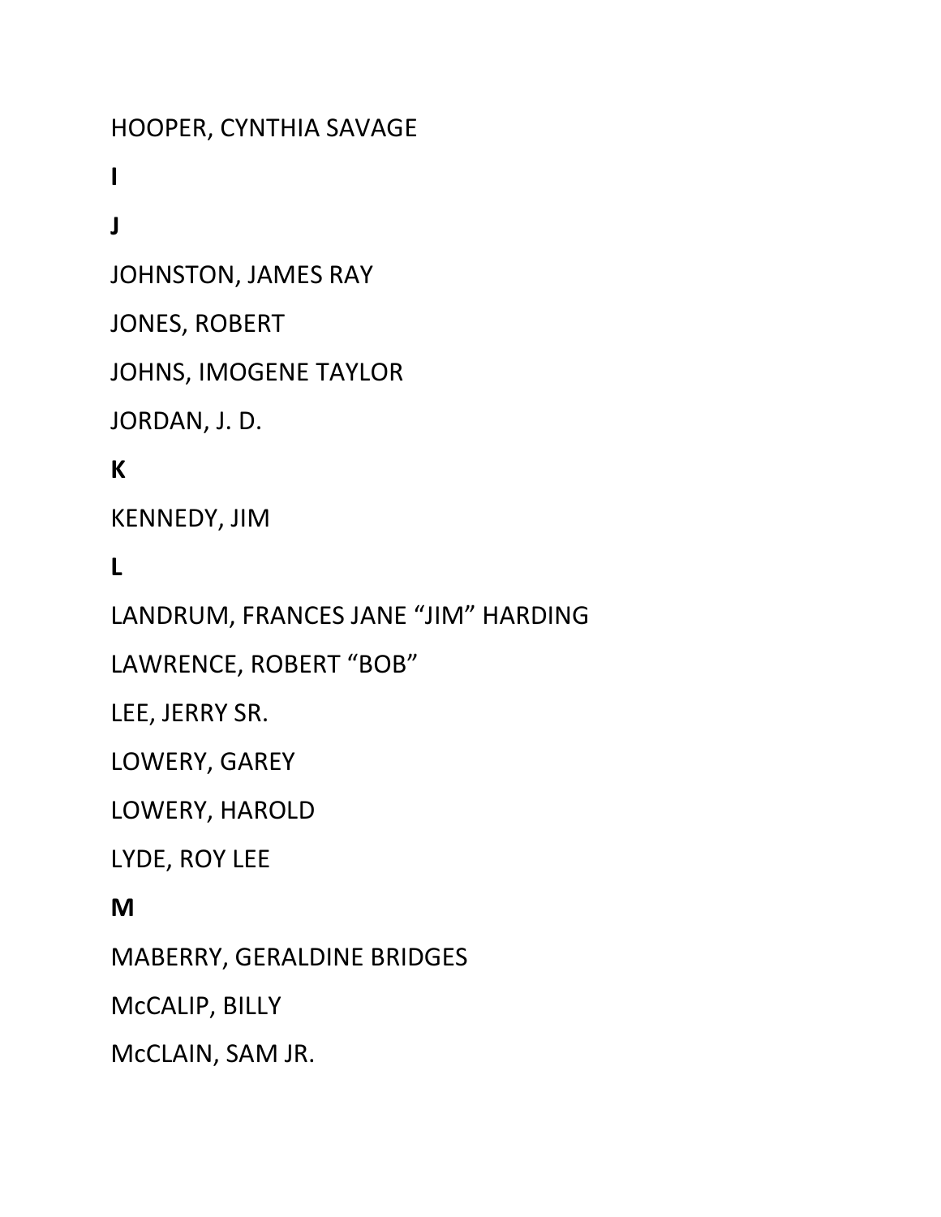HOOPER, CYNTHIA SAVAGE

**I**

**J**

JOHNSTON, JAMES RAY

JONES, ROBERT

JOHNS, IMOGENE TAYLOR

JORDAN, J. D.

**K**

KENNEDY, JIM

**L**

LANDRUM, FRANCES JANE “JIM” HARDING

LAWRENCE, ROBERT “BOB”

LEE, JERRY SR.

LOWERY, GAREY

LOWERY, HAROLD

LYDE, ROY LEE

**M**

MABERRY, GERALDINE BRIDGES

McCALIP, BILLY

McCLAIN, SAM JR.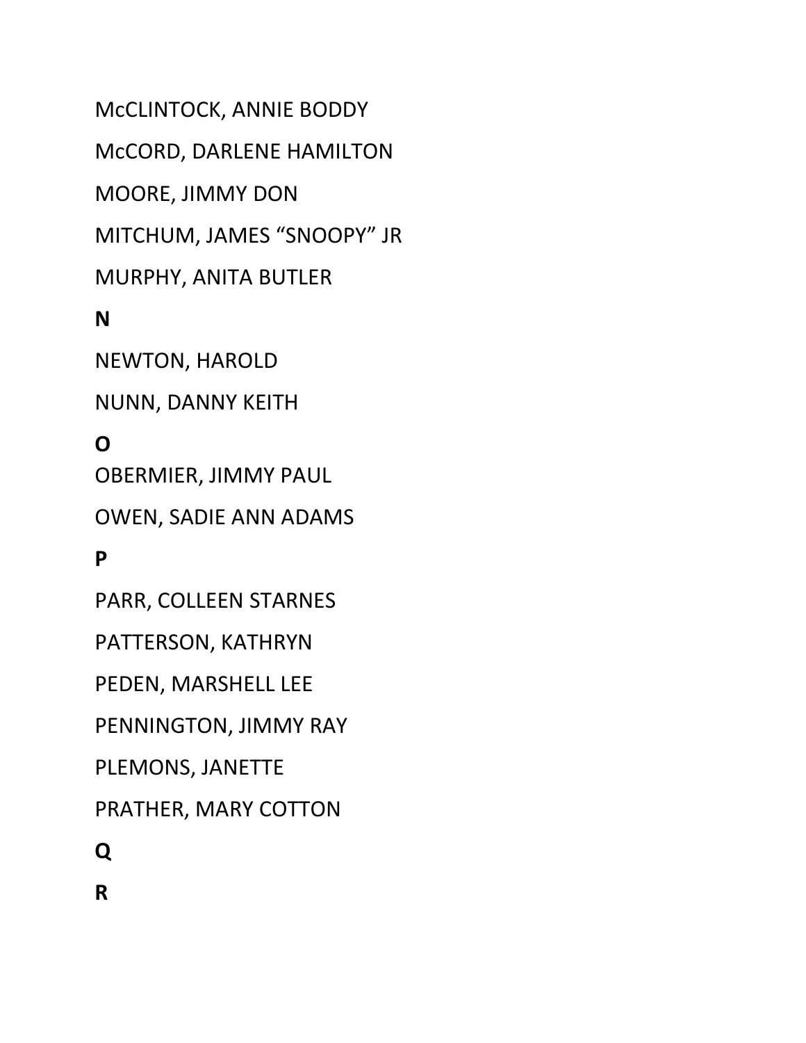McCLINTOCK, ANNIE BODDY

McCORD, DARLENE HAMILTON

MOORE, JIMMY DON

MITCHUM, JAMES “SNOOPY” JR

MURPHY, ANITA BUTLER

**N**

NEWTON, HAROLD

NUNN, DANNY KEITH

**O**

OBERMIER, JIMMY PAUL

OWEN, SADIE ANN ADAMS

**P**

PARR, COLLEEN STARNES

PATTERSON, KATHRYN

PEDEN, MARSHELL LEE

PENNINGTON, JIMMY RAY

PLEMONS, JANETTE

PRATHER, MARY COTTON

**Q**

**R**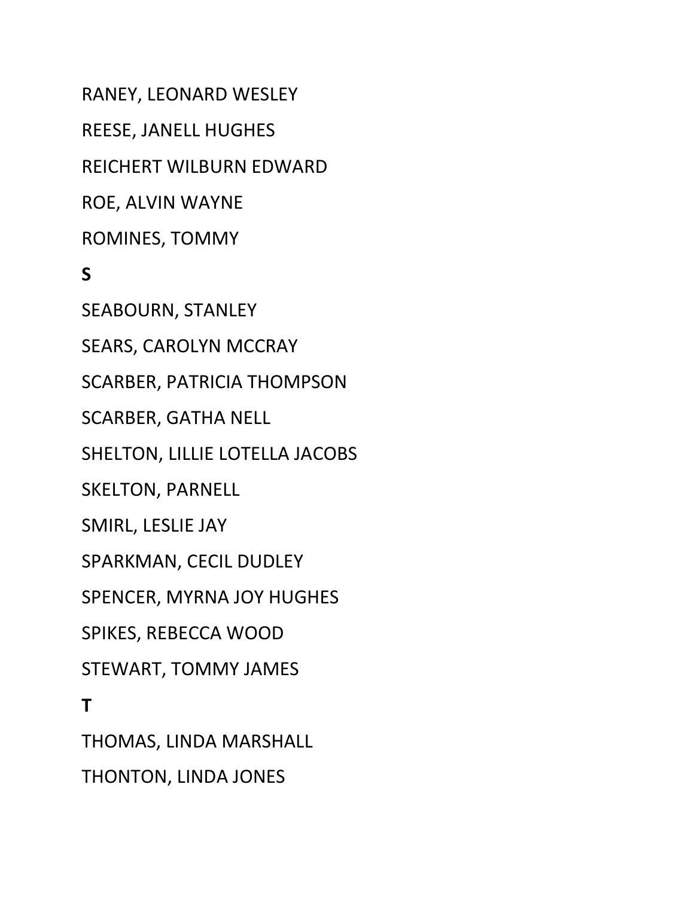RANEY, LEONARD WESLEY

REESE, JANELL HUGHES

REICHERT WILBURN EDWARD

ROE, ALVIN WAYNE

ROMINES, TOMMY

**S**

SEABOURN, STANLEY

SEARS, CAROLYN MCCRAY

SCARBER, PATRICIA THOMPSON

SCARBER, GATHA NELL

SHELTON, LILLIE LOTELLA JACOBS

SKELTON, PARNELL

SMIRL, LESLIE JAY

SPARKMAN, CECIL DUDLEY

SPENCER, MYRNA JOY HUGHES

SPIKES, REBECCA WOOD

STEWART, TOMMY JAMES

**T**

THOMAS, LINDA MARSHALL

THONTON, LINDA JONES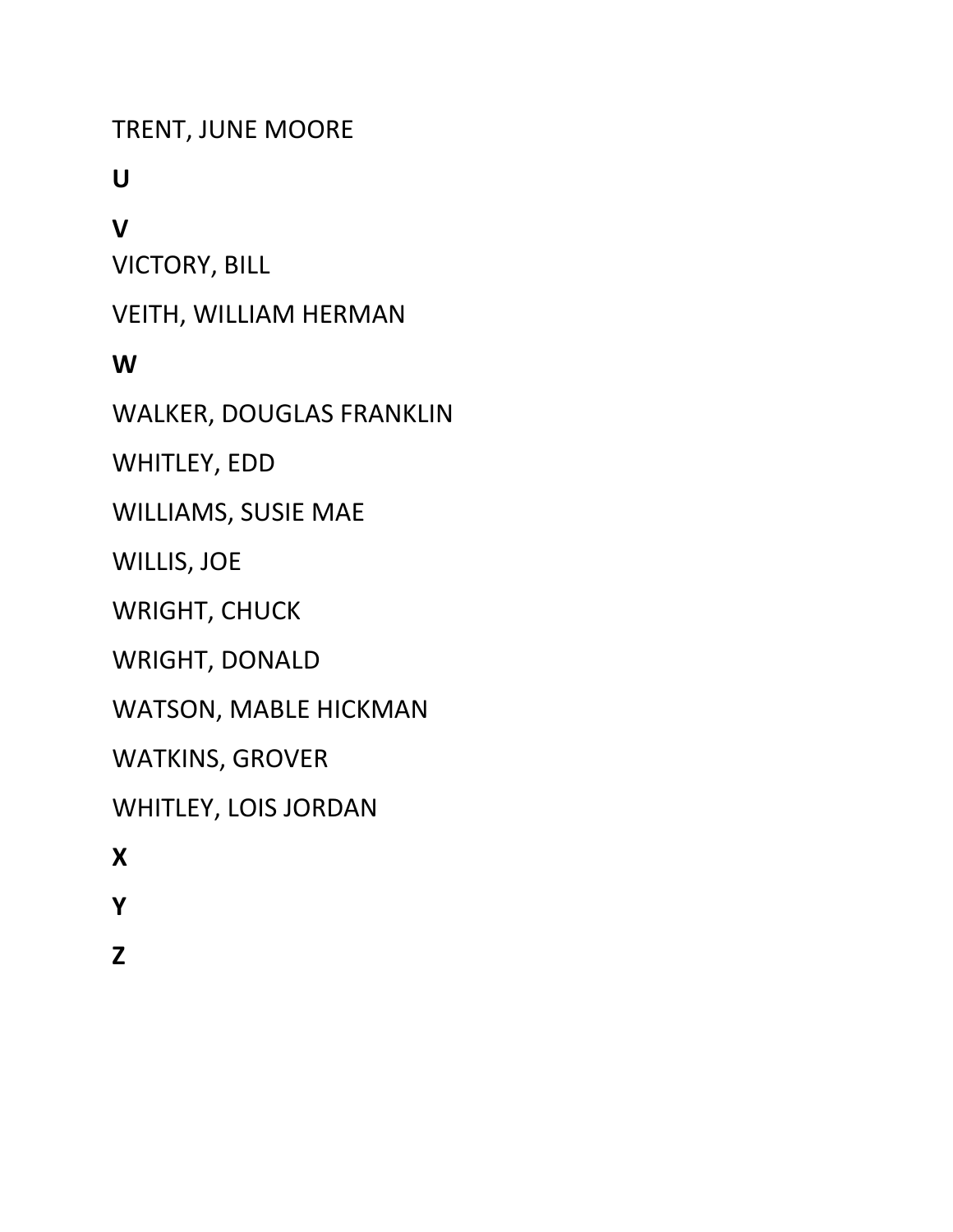TRENT, JUNE MOORE

**U**

**V**

VICTORY, BILL

VEITH, WILLIAM HERMAN

**W**

WALKER, DOUGLAS FRANKLIN

WHITLEY, EDD

WILLIAMS, SUSIE MAE

WILLIS, JOE

WRIGHT, CHUCK

WRIGHT, DONALD

WATSON, MABLE HICKMAN

WATKINS, GROVER

WHITLEY, LOIS JORDAN

**X**

**Y**

**Z**